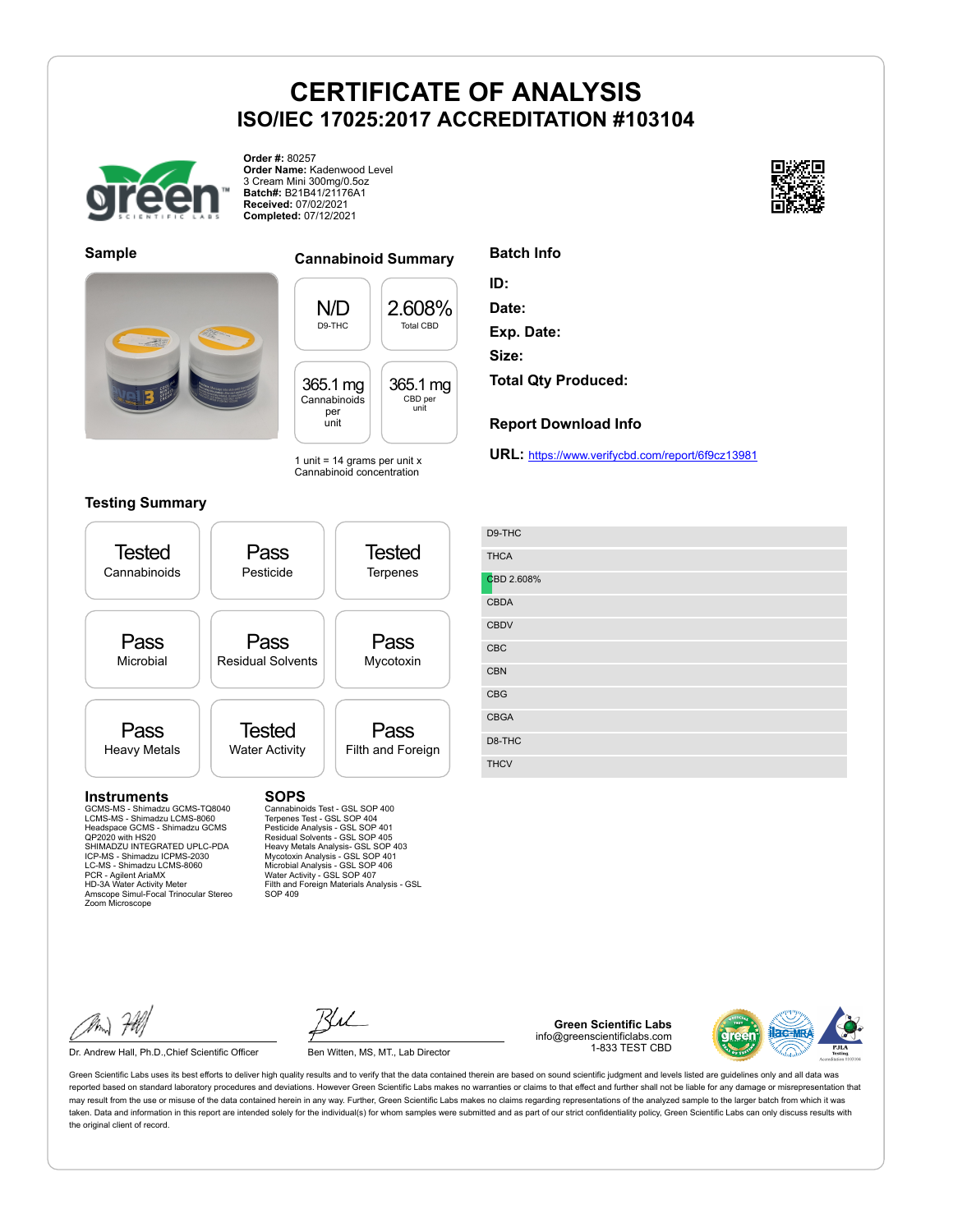# CERTIFICATE OF ANALYSIS

## ISO/IEC 17025:2017 ACCREDITATION #103104

**Order #:** 80257
**Order Name:** Kadenwood Level 3 Cream Mini 300mg/0.5oz
**Batch#:** B21B41/21176A1
**Received:** 07/02/2021
**Completed:** 07/12/2021

### Sample

### Cannabinoid Summary

| N/D | 2.608% |
|---|---|
| D9-THC | Total CBD |
| **365.1 mg** | **365.1 mg** |
| Cannabinoids per unit | CBD per unit |

1 unit = 14 grams per unit x Cannabinoid concentration

### Batch Info

**ID:**
**Date:**
**Exp. Date:**
**Size:**
**Total Qty Produced:**

### Report Download Info

**URL:** https://www.verifycbd.com/report/6f9cz13981

### Testing Summary

| Tested | Pass | Tested |
|---|---|---|
| Cannabinoids | Pesticide | Terpenes |
| **Pass** | **Pass** | **Pass** |
| Microbial | Residual Solvents | Mycotoxin |
| **Pass** | **Tested** | **Pass** |
| Heavy Metals | Water Activity | Filth and Foreign |

- D9-THC
- THCA
- CBD 2.608%
- CBDA
- CBDV
- CBC
- CBN
- CBG
- CBGA
- D8-THC
- THCV

### Instruments

GCMS-MS - Shimadzu GCMS-TQ8040
LCMS-MS - Shimadzu LCMS-8060
Headspace GCMS - Shimadzu GCMS QP2020 with HS20
SHIMADZU INTEGRATED UPLC-PDA
ICP-MS - Shimadzu ICPMS-2030
LC-MS - Shimadzu LCMS-8060
PCR - Agilent AriaMX
HD-3A Water Activity Meter
Amscope Simul-Focal Trinocular Stereo Zoom Microscope

### SOPS

Cannabinoids Test - GSL SOP 400
Terpenes Test - GSL SOP 404
Pesticide Analysis - GSL SOP 401
Residual Solvents - GSL SOP 405
Heavy Metals Analysis- GSL SOP 403
Mycotoxin Analysis - GSL SOP 401
Microbial Analysis - GSL SOP 406
Water Activity - GSL SOP 407
Filth and Foreign Materials Analysis - GSL SOP 409

Dr. Andrew Hall, Ph.D.,Chief Scientific Officer

Ben Witten, MS, MT., Lab Director

**Green Scientific Labs**
info@greenscientificlabs.com
1-833 TEST CBD

Green Scientific Labs uses its best efforts to deliver high quality results and to verify that the data contained therein are based on sound scientific judgment and levels listed are guidelines only and all data was reported based on standard laboratory procedures and deviations. However Green Scientific Labs makes no warranties or claims to that effect and further shall not be liable for any damage or misrepresentation that may result from the use or misuse of the data contained herein in any way. Further, Green Scientific Labs makes no claims regarding representations of the analyzed sample to the larger batch from which it was taken. Data and information in this report are intended solely for the individual(s) for whom samples were submitted and as part of our strict confidentiality policy, Green Scientific Labs can only discuss results with the original client of record.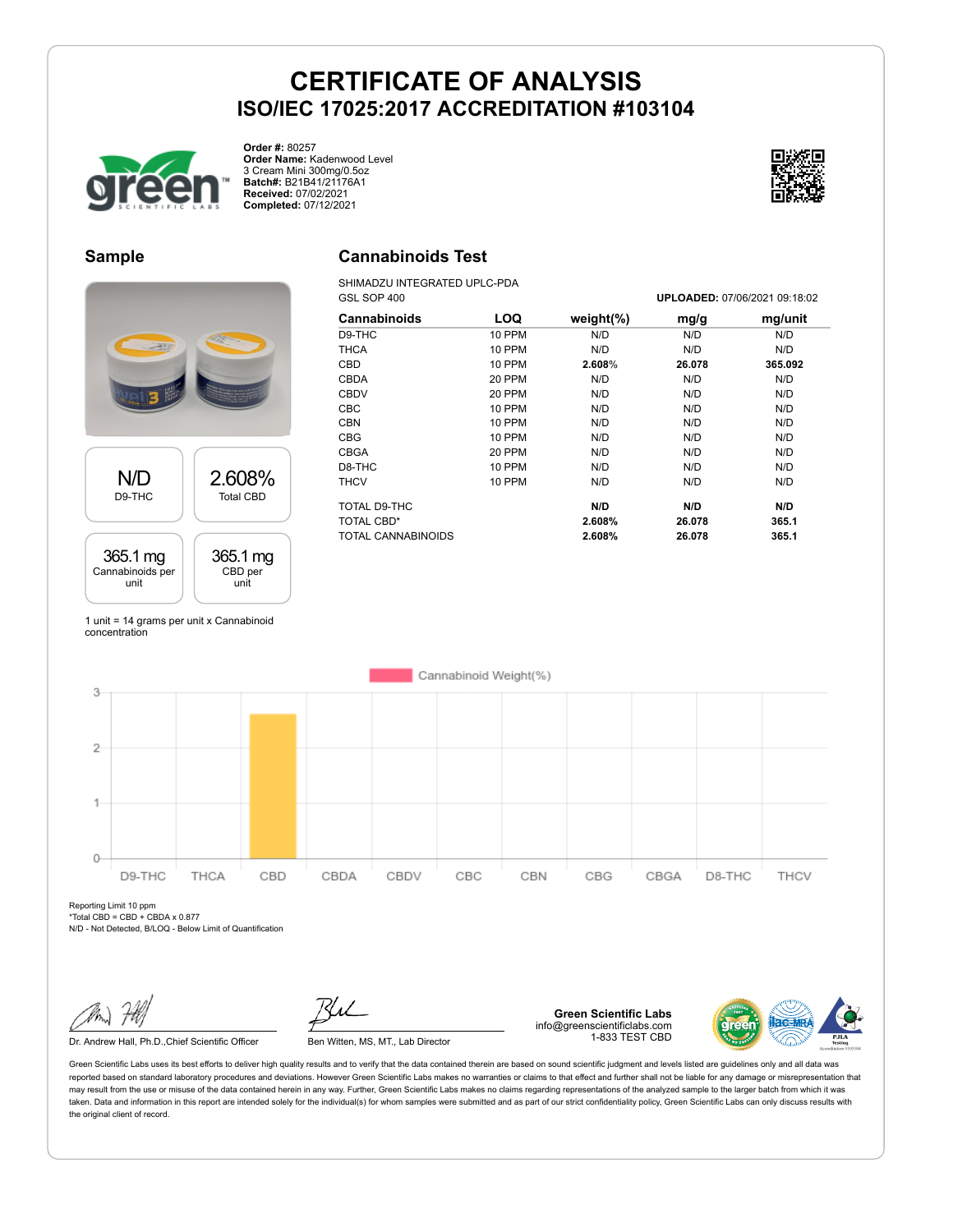# CERTIFICATE OF ANALYSIS

## ISO/IEC 17025:2017 ACCREDITATION #103104

**Order #:** 80257
**Order Name:** Kadenwood Level 3 Cream Mini 300mg/0.5oz
**Batch#:** B21B41/21176A1
**Received:** 07/02/2021
**Completed:** 07/12/2021

## Sample

| N/D | 2.608% |
|---|---|
| D9-THC | Total CBD |

| 365.1 mg | 365.1 mg |
|---|---|
| Cannabinoids per unit | CBD per unit |

1 unit = 14 grams per unit x Cannabinoid concentration

## Cannabinoids Test

SHIMADZU INTEGRATED UPLC-PDA
GSL SOP 400

**UPLOADED:** 07/06/2021 09:18:02

| Cannabinoids | LOQ | weight(%) | mg/g | mg/unit |
|---|---|---|---|---|
| D9-THC | 10 PPM | N/D | N/D | N/D |
| THCA | 10 PPM | N/D | N/D | N/D |
| CBD | 10 PPM | **2.608%** | **26.078** | **365.092** |
| CBDA | 20 PPM | N/D | N/D | N/D |
| CBDV | 20 PPM | N/D | N/D | N/D |
| CBC | 10 PPM | N/D | N/D | N/D |
| CBN | 10 PPM | N/D | N/D | N/D |
| CBG | 10 PPM | N/D | N/D | N/D |
| CBGA | 20 PPM | N/D | N/D | N/D |
| D8-THC | 10 PPM | N/D | N/D | N/D |
| THCV | 10 PPM | N/D | N/D | N/D |
| TOTAL D9-THC | | **N/D** | **N/D** | **N/D** |
| TOTAL CBD* | | **2.608%** | **26.078** | **365.1** |
| TOTAL CANNABINOIDS | | **2.608%** | **26.078** | **365.1** |

Cannabinoid Weight(%)

Reporting Limit 10 ppm
*Total CBD = CBD + CBDA x 0.877
N/D - Not Detected, B/LOQ - Below Limit of Quantification

Dr. Andrew Hall, Ph.D.,Chief Scientific Officer

Ben Witten, MS, MT., Lab Director

**Green Scientific Labs**
info@greenscientificlabs.com
1-833 TEST CBD

Green Scientific Labs uses its best efforts to deliver high quality results and to verify that the data contained therein are based on sound scientific judgment and levels listed are guidelines only and all data was reported based on standard laboratory procedures and deviations. However Green Scientific Labs makes no warranties or claims to that effect and further shall not be liable for any damage or misrepresentation that may result from the use or misuse of the data contained herein in any way. Further, Green Scientific Labs makes no claims regarding representations of the analyzed sample to the larger batch from which it was taken. Data and information in this report are intended solely for the individual(s) for whom samples were submitted and as part of our strict confidentiality policy, Green Scientific Labs can only discuss results with the original client of record.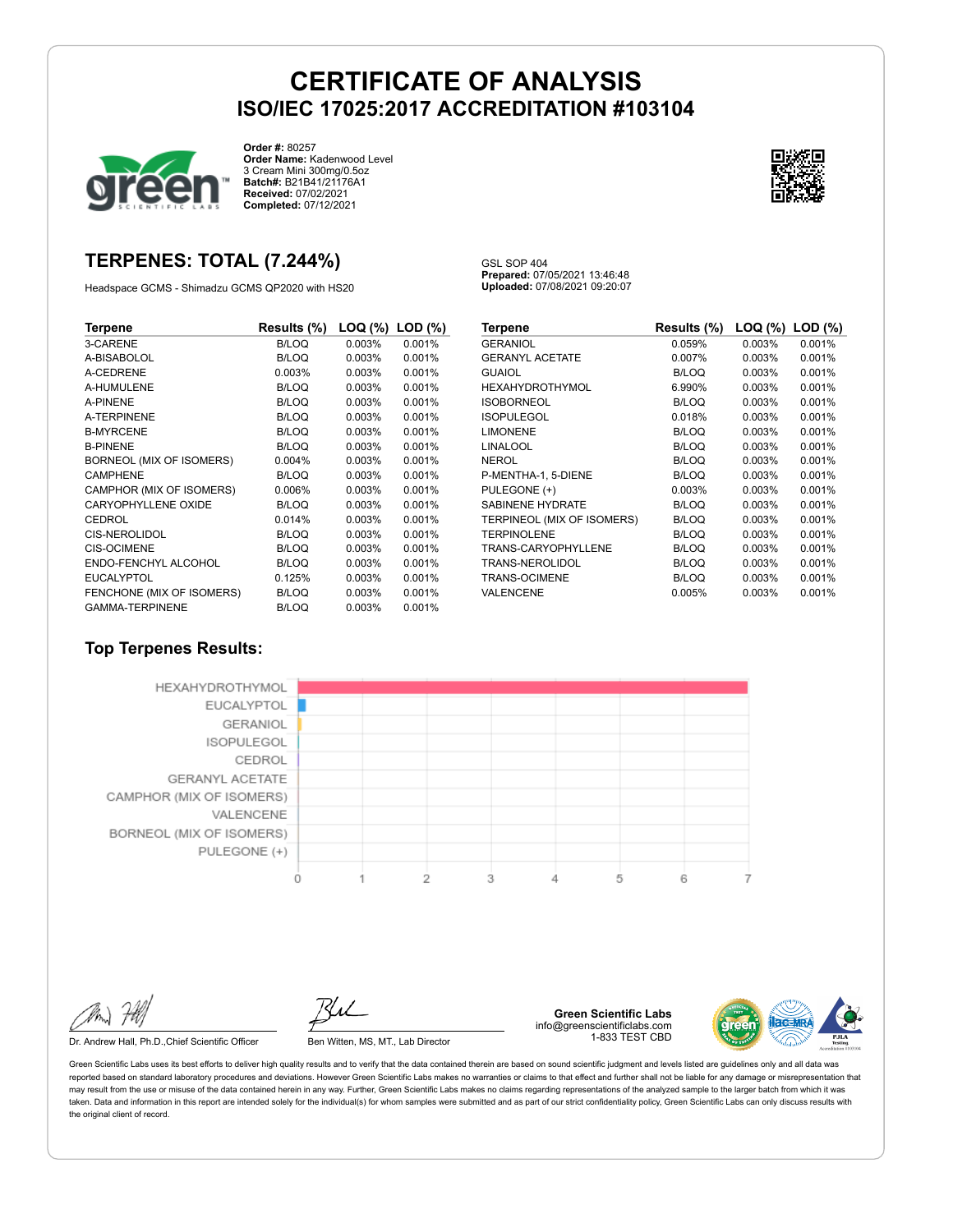# CERTIFICATE OF ANALYSIS

## ISO/IEC 17025:2017 ACCREDITATION #103104

**Order #:** 80257
**Order Name:** Kadenwood Level 3 Cream Mini 300mg/0.5oz
**Batch#:** B21B41/21176A1
**Received:** 07/02/2021
**Completed:** 07/12/2021

## TERPENES: TOTAL (7.244%)

Headspace GCMS - Shimadzu GCMS QP2020 with HS20

GSL SOP 404
**Prepared:** 07/05/2021 13:46:48
**Uploaded:** 07/08/2021 09:20:07

| Terpene | Results (%) | LOQ (%) | LOD (%) |
|---|---|---|---|
| 3-CARENE | B/LOQ | 0.003% | 0.001% |
| A-BISABOLOL | B/LOQ | 0.003% | 0.001% |
| A-CEDRENE | 0.003% | 0.003% | 0.001% |
| A-HUMULENE | B/LOQ | 0.003% | 0.001% |
| A-PINENE | B/LOQ | 0.003% | 0.001% |
| A-TERPINENE | B/LOQ | 0.003% | 0.001% |
| B-MYRCENE | B/LOQ | 0.003% | 0.001% |
| B-PINENE | B/LOQ | 0.003% | 0.001% |
| BORNEOL (MIX OF ISOMERS) | 0.004% | 0.003% | 0.001% |
| CAMPHENE | B/LOQ | 0.003% | 0.001% |
| CAMPHOR (MIX OF ISOMERS) | 0.006% | 0.003% | 0.001% |
| CARYOPHYLLENE OXIDE | B/LOQ | 0.003% | 0.001% |
| CEDROL | 0.014% | 0.003% | 0.001% |
| CIS-NEROLIDOL | B/LOQ | 0.003% | 0.001% |
| CIS-OCIMENE | B/LOQ | 0.003% | 0.001% |
| ENDO-FENCHYL ALCOHOL | B/LOQ | 0.003% | 0.001% |
| EUCALYPTOL | 0.125% | 0.003% | 0.001% |
| FENCHONE (MIX OF ISOMERS) | B/LOQ | 0.003% | 0.001% |
| GAMMA-TERPINENE | B/LOQ | 0.003% | 0.001% |
| GERANIOL | 0.059% | 0.003% | 0.001% |
| GERANYL ACETATE | 0.007% | 0.003% | 0.001% |
| GUAIOL | B/LOQ | 0.003% | 0.001% |
| HEXAHYDROTHYMOL | 6.990% | 0.003% | 0.001% |
| ISOBORNEOL | B/LOQ | 0.003% | 0.001% |
| ISOPULEGOL | 0.018% | 0.003% | 0.001% |
| LIMONENE | B/LOQ | 0.003% | 0.001% |
| LINALOOL | B/LOQ | 0.003% | 0.001% |
| NEROL | B/LOQ | 0.003% | 0.001% |
| P-MENTHA-1, 5-DIENE | B/LOQ | 0.003% | 0.001% |
| PULEGONE (+) | 0.003% | 0.003% | 0.001% |
| SABINENE HYDRATE | B/LOQ | 0.003% | 0.001% |
| TERPINEOL (MIX OF ISOMERS) | B/LOQ | 0.003% | 0.001% |
| TERPINOLENE | B/LOQ | 0.003% | 0.001% |
| TRANS-CARYOPHYLLENE | B/LOQ | 0.003% | 0.001% |
| TRANS-NEROLIDOL | B/LOQ | 0.003% | 0.001% |
| TRANS-OCIMENE | B/LOQ | 0.003% | 0.001% |
| VALENCENE | 0.005% | 0.003% | 0.001% |

### Top Terpenes Results:

HEXAHYDROTHYMOL, EUCALYPTOL, GERANIOL, ISOPULEGOL, CEDROL, GERANYL ACETATE, CAMPHOR (MIX OF ISOMERS), VALENCENE, BORNEOL (MIX OF ISOMERS), PULEGONE (+)

0 1 2 3 4 5 6 7

Dr. Andrew Hall, Ph.D.,Chief Scientific Officer

Ben Witten, MS, MT., Lab Director

**Green Scientific Labs**
info@greenscientificlabs.com
1-833 TEST CBD

Green Scientific Labs uses its best efforts to deliver high quality results and to verify that the data contained therein are based on sound scientific judgment and levels listed are guidelines only and all data was reported based on standard laboratory procedures and deviations. However Green Scientific Labs makes no warranties or claims to that effect and further shall not be liable for any damage or misrepresentation that may result from the use or misuse of the data contained herein in any way. Further, Green Scientific Labs makes no claims regarding representations of the analyzed sample to the larger batch from which it was taken. Data and information in this report are intended solely for the individual(s) for whom samples were submitted and as part of our strict confidentiality policy, Green Scientific Labs can only discuss results with the original client of record.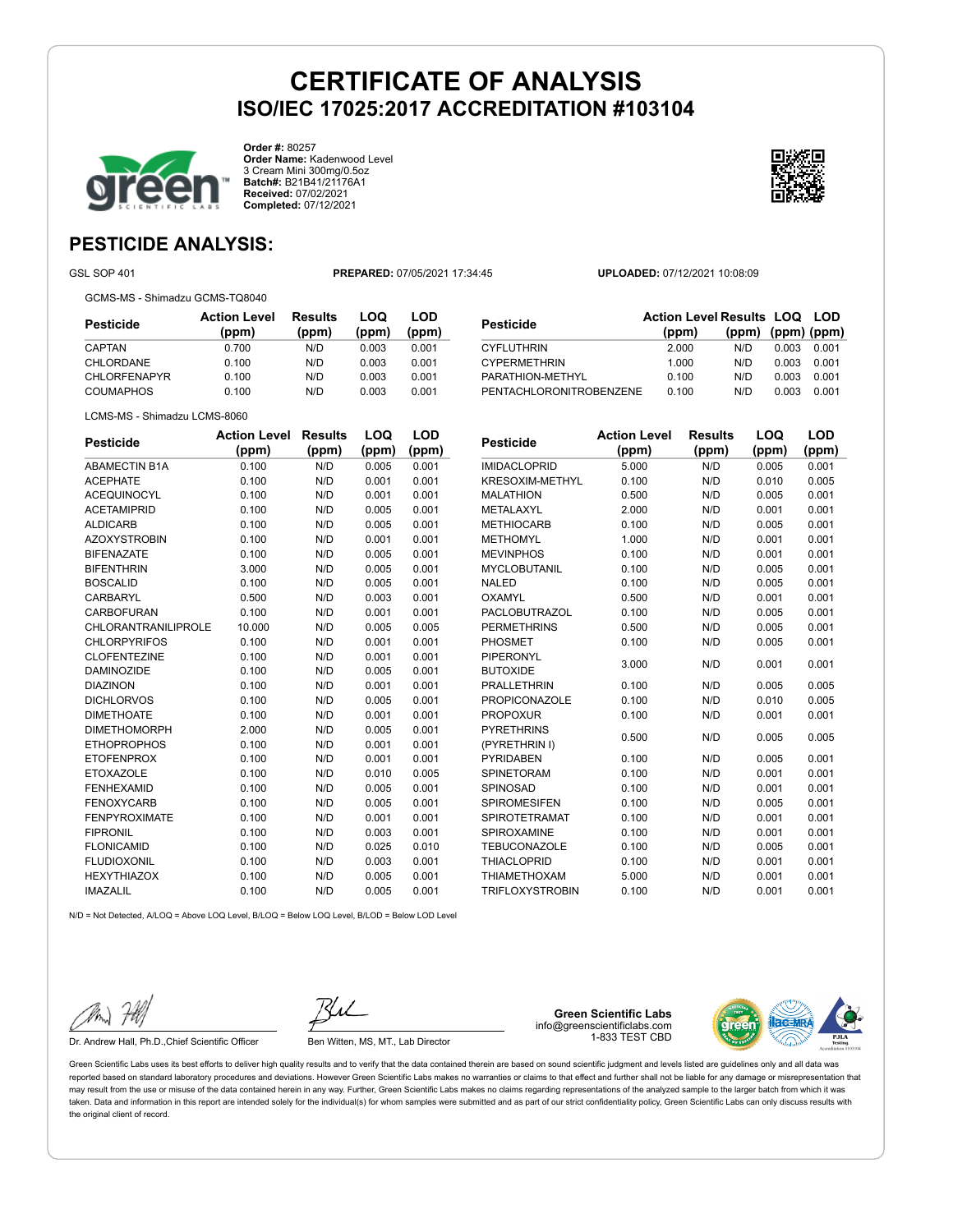# CERTIFICATE OF ANALYSIS

## ISO/IEC 17025:2017 ACCREDITATION #103104

**Order #:** 80257
**Order Name:** Kadenwood Level 3 Cream Mini 300mg/0.5oz
**Batch#:** B21B41/21176A1
**Received:** 07/02/2021
**Completed:** 07/12/2021

## PESTICIDE ANALYSIS:

GSL SOP 401 **PREPARED:** 07/05/2021 17:34:45 **UPLOADED:** 07/12/2021 10:08:09

GCMS-MS - Shimadzu GCMS-TQ8040

| Pesticide | Action Level (ppm) | Results (ppm) | LOQ (ppm) | LOD (ppm) |
|---|---|---|---|---|
| CAPTAN | 0.700 | N/D | 0.003 | 0.001 |
| CHLORDANE | 0.100 | N/D | 0.003 | 0.001 |
| CHLORFENAPYR | 0.100 | N/D | 0.003 | 0.001 |
| COUMAPHOS | 0.100 | N/D | 0.003 | 0.001 |
| CYFLUTHRIN | 2.000 | N/D | 0.003 | 0.001 |
| CYPERMETHRIN | 1.000 | N/D | 0.003 | 0.001 |
| PARATHION-METHYL | 0.100 | N/D | 0.003 | 0.001 |
| PENTACHLORONITROBENZENE | 0.100 | N/D | 0.003 | 0.001 |

LCMS-MS - Shimadzu LCMS-8060

| Pesticide | Action Level (ppm) | Results (ppm) | LOQ (ppm) | LOD (ppm) |
|---|---|---|---|---|
| ABAMECTIN B1A | 0.100 | N/D | 0.005 | 0.001 |
| ACEPHATE | 0.100 | N/D | 0.001 | 0.001 |
| ACEQUINOCYL | 0.100 | N/D | 0.001 | 0.001 |
| ACETAMIPRID | 0.100 | N/D | 0.005 | 0.001 |
| ALDICARB | 0.100 | N/D | 0.005 | 0.001 |
| AZOXYSTROBIN | 0.100 | N/D | 0.001 | 0.001 |
| BIFENAZATE | 0.100 | N/D | 0.005 | 0.001 |
| BIFENTHRIN | 3.000 | N/D | 0.005 | 0.001 |
| BOSCALID | 0.100 | N/D | 0.005 | 0.001 |
| CARBARYL | 0.500 | N/D | 0.003 | 0.001 |
| CARBOFURAN | 0.100 | N/D | 0.001 | 0.001 |
| CHLORANTRANILIPROLE | 10.000 | N/D | 0.005 | 0.005 |
| CHLORPYRIFOS | 0.100 | N/D | 0.001 | 0.001 |
| CLOFENTEZINE | 0.100 | N/D | 0.001 | 0.001 |
| DAMINOZIDE | 0.100 | N/D | 0.005 | 0.001 |
| DIAZINON | 0.100 | N/D | 0.001 | 0.001 |
| DICHLORVOS | 0.100 | N/D | 0.005 | 0.001 |
| DIMETHOATE | 0.100 | N/D | 0.001 | 0.001 |
| DIMETHOMORPH | 2.000 | N/D | 0.005 | 0.001 |
| ETHOPROPHOS | 0.100 | N/D | 0.001 | 0.001 |
| ETOFENPROX | 0.100 | N/D | 0.001 | 0.001 |
| ETOXAZOLE | 0.100 | N/D | 0.010 | 0.005 |
| FENHEXAMID | 0.100 | N/D | 0.005 | 0.001 |
| FENOXYCARB | 0.100 | N/D | 0.005 | 0.001 |
| FENPYROXIMATE | 0.100 | N/D | 0.001 | 0.001 |
| FIPRONIL | 0.100 | N/D | 0.003 | 0.001 |
| FLONICAMID | 0.100 | N/D | 0.025 | 0.010 |
| FLUDIOXONIL | 0.100 | N/D | 0.003 | 0.001 |
| HEXYTHIAZOX | 0.100 | N/D | 0.005 | 0.001 |
| IMAZALIL | 0.100 | N/D | 0.005 | 0.001 |
| IMIDACLOPRID | 5.000 | N/D | 0.005 | 0.001 |
| KRESOXIM-METHYL | 0.100 | N/D | 0.010 | 0.005 |
| MALATHION | 0.500 | N/D | 0.005 | 0.001 |
| METALAXYL | 2.000 | N/D | 0.001 | 0.001 |
| METHIOCARB | 0.100 | N/D | 0.005 | 0.001 |
| METHOMYL | 1.000 | N/D | 0.001 | 0.001 |
| MEVINPHOS | 0.100 | N/D | 0.001 | 0.001 |
| MYCLOBUTANIL | 0.100 | N/D | 0.005 | 0.001 |
| NALED | 0.100 | N/D | 0.005 | 0.001 |
| OXAMYL | 0.500 | N/D | 0.001 | 0.001 |
| PACLOBUTRAZOL | 0.100 | N/D | 0.005 | 0.001 |
| PERMETHRINS | 0.500 | N/D | 0.005 | 0.001 |
| PHOSMET | 0.100 | N/D | 0.005 | 0.001 |
| PIPERONYL BUTOXIDE | 3.000 | N/D | 0.001 | 0.001 |
| PRALLETHRIN | 0.100 | N/D | 0.005 | 0.005 |
| PROPICONAZOLE | 0.100 | N/D | 0.010 | 0.005 |
| PROPOXUR | 0.100 | N/D | 0.001 | 0.001 |
| PYRETHRINS (PYRETHRIN I) | 0.500 | N/D | 0.005 | 0.005 |
| PYRIDABEN | 0.100 | N/D | 0.005 | 0.001 |
| SPINETORAM | 0.100 | N/D | 0.001 | 0.001 |
| SPINOSAD | 0.100 | N/D | 0.001 | 0.001 |
| SPIROMESIFEN | 0.100 | N/D | 0.005 | 0.001 |
| SPIROTETRAMAT | 0.100 | N/D | 0.001 | 0.001 |
| SPIROXAMINE | 0.100 | N/D | 0.001 | 0.001 |
| TEBUCONAZOLE | 0.100 | N/D | 0.005 | 0.001 |
| THIACLOPRID | 0.100 | N/D | 0.001 | 0.001 |
| THIAMETHOXAM | 5.000 | N/D | 0.001 | 0.001 |
| TRIFLOXYSTROBIN | 0.100 | N/D | 0.001 | 0.001 |

N/D = Not Detected, A/LOQ = Above LOQ Level, B/LOQ = Below LOQ Level, B/LOD = Below LOD Level

Dr. Andrew Hall, Ph.D.,Chief Scientific Officer

Ben Witten, MS, MT., Lab Director

**Green Scientific Labs**
info@greenscientificlabs.com
1-833 TEST CBD

Green Scientific Labs uses its best efforts to deliver high quality results and to verify that the data contained therein are based on sound scientific judgment and levels listed are guidelines only and all data was reported based on standard laboratory procedures and deviations. However Green Scientific Labs makes no warranties or claims to that effect and further shall not be liable for any damage or misrepresentation that may result from the use or misuse of the data contained herein in any way. Further, Green Scientific Labs makes no claims regarding representations of the analyzed sample to the larger batch from which it was taken. Data and information in this report are intended solely for the individual(s) for whom samples were submitted and as part of our strict confidentiality policy, Green Scientific Labs can only discuss results with the original client of record.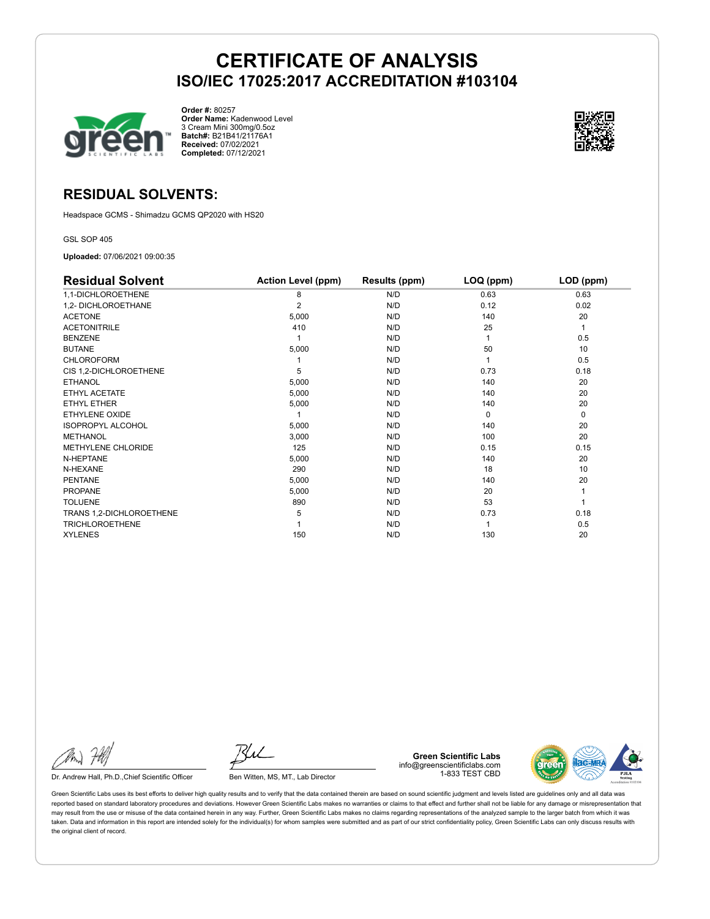# CERTIFICATE OF ANALYSIS

## ISO/IEC 17025:2017 ACCREDITATION #103104

**Order #:** 80257
**Order Name:** Kadenwood Level 3 Cream Mini 300mg/0.5oz
**Batch#:** B21B41/21176A1
**Received:** 07/02/2021
**Completed:** 07/12/2021

## RESIDUAL SOLVENTS:

Headspace GCMS - Shimadzu GCMS QP2020 with HS20

GSL SOP 405

**Uploaded:** 07/06/2021 09:00:35

| Residual Solvent | Action Level (ppm) | Results (ppm) | LOQ (ppm) | LOD (ppm) |
|---|---|---|---|---|
| 1,1-DICHLOROETHENE | 8 | N/D | 0.63 | 0.63 |
| 1,2- DICHLOROETHANE | 2 | N/D | 0.12 | 0.02 |
| ACETONE | 5,000 | N/D | 140 | 20 |
| ACETONITRILE | 410 | N/D | 25 | 1 |
| BENZENE | 1 | N/D | 1 | 0.5 |
| BUTANE | 5,000 | N/D | 50 | 10 |
| CHLOROFORM | 1 | N/D | 1 | 0.5 |
| CIS 1,2-DICHLOROETHENE | 5 | N/D | 0.73 | 0.18 |
| ETHANOL | 5,000 | N/D | 140 | 20 |
| ETHYL ACETATE | 5,000 | N/D | 140 | 20 |
| ETHYL ETHER | 5,000 | N/D | 140 | 20 |
| ETHYLENE OXIDE | 1 | N/D | 0 | 0 |
| ISOPROPYL ALCOHOL | 5,000 | N/D | 140 | 20 |
| METHANOL | 3,000 | N/D | 100 | 20 |
| METHYLENE CHLORIDE | 125 | N/D | 0.15 | 0.15 |
| N-HEPTANE | 5,000 | N/D | 140 | 20 |
| N-HEXANE | 290 | N/D | 18 | 10 |
| PENTANE | 5,000 | N/D | 140 | 20 |
| PROPANE | 5,000 | N/D | 20 | 1 |
| TOLUENE | 890 | N/D | 53 | 1 |
| TRANS 1,2-DICHLOROETHENE | 5 | N/D | 0.73 | 0.18 |
| TRICHLOROETHENE | 1 | N/D | 1 | 0.5 |
| XYLENES | 150 | N/D | 130 | 20 |

Dr. Andrew Hall, Ph.D.,Chief Scientific Officer

Ben Witten, MS, MT., Lab Director

**Green Scientific Labs**
info@greenscientificlabs.com
1-833 TEST CBD

Green Scientific Labs uses its best efforts to deliver high quality results and to verify that the data contained therein are based on sound scientific judgment and levels listed are guidelines only and all data was reported based on standard laboratory procedures and deviations. However Green Scientific Labs makes no warranties or claims to that effect and further shall not be liable for any damage or misrepresentation that may result from the use or misuse of the data contained herein in any way. Further, Green Scientific Labs makes no claims regarding representations of the analyzed sample to the larger batch from which it was taken. Data and information in this report are intended solely for the individual(s) for whom samples were submitted and as part of our strict confidentiality policy, Green Scientific Labs can only discuss results with the original client of record.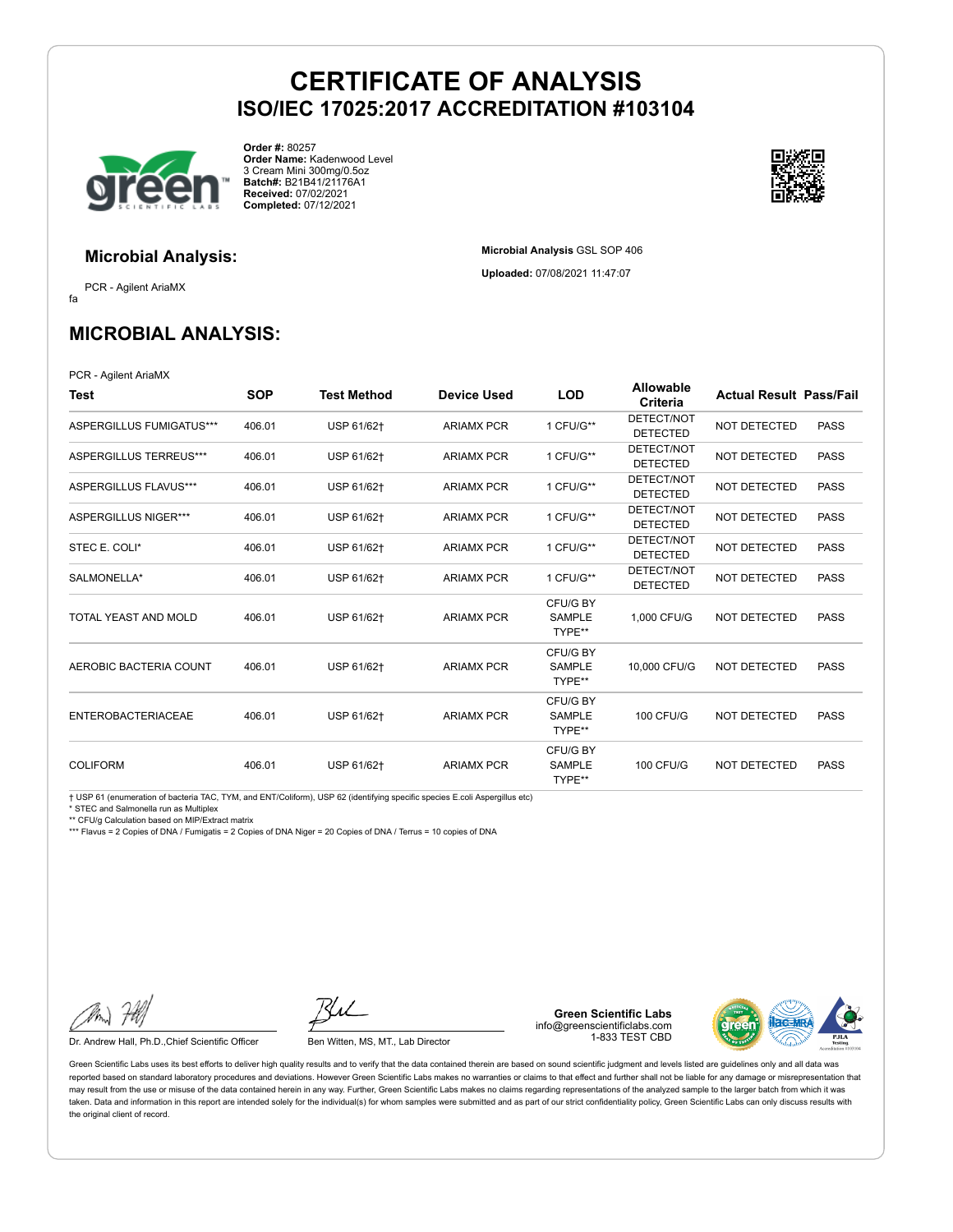# CERTIFICATE OF ANALYSIS

## ISO/IEC 17025:2017 ACCREDITATION #103104

**Order #:** 80257
**Order Name:** Kadenwood Level 3 Cream Mini 300mg/0.5oz
**Batch#:** B21B41/21176A1
**Received:** 07/02/2021
**Completed:** 07/12/2021

### Microbial Analysis:

PCR - Agilent AriaMX

fa

**Microbial Analysis** GSL SOP 406

**Uploaded:** 07/08/2021 11:47:07

## MICROBIAL ANALYSIS:

PCR - Agilent AriaMX

| Test | SOP | Test Method | Device Used | LOD | Allowable Criteria | Actual Result | Pass/Fail |
|---|---|---|---|---|---|---|---|
| ASPERGILLUS FUMIGATUS*** | 406.01 | USP 61/62† | ARIAMX PCR | 1 CFU/G** | DETECT/NOT DETECTED | NOT DETECTED | PASS |
| ASPERGILLUS TERREUS*** | 406.01 | USP 61/62† | ARIAMX PCR | 1 CFU/G** | DETECT/NOT DETECTED | NOT DETECTED | PASS |
| ASPERGILLUS FLAVUS*** | 406.01 | USP 61/62† | ARIAMX PCR | 1 CFU/G** | DETECT/NOT DETECTED | NOT DETECTED | PASS |
| ASPERGILLUS NIGER*** | 406.01 | USP 61/62† | ARIAMX PCR | 1 CFU/G** | DETECT/NOT DETECTED | NOT DETECTED | PASS |
| STEC E. COLI* | 406.01 | USP 61/62† | ARIAMX PCR | 1 CFU/G** | DETECT/NOT DETECTED | NOT DETECTED | PASS |
| SALMONELLA* | 406.01 | USP 61/62† | ARIAMX PCR | 1 CFU/G** | DETECT/NOT DETECTED | NOT DETECTED | PASS |
| TOTAL YEAST AND MOLD | 406.01 | USP 61/62† | ARIAMX PCR | CFU/G BY SAMPLE TYPE** | 1,000 CFU/G | NOT DETECTED | PASS |
| AEROBIC BACTERIA COUNT | 406.01 | USP 61/62† | ARIAMX PCR | CFU/G BY SAMPLE TYPE** | 10,000 CFU/G | NOT DETECTED | PASS |
| ENTEROBACTERIACEAE | 406.01 | USP 61/62† | ARIAMX PCR | CFU/G BY SAMPLE TYPE** | 100 CFU/G | NOT DETECTED | PASS |
| COLIFORM | 406.01 | USP 61/62† | ARIAMX PCR | CFU/G BY SAMPLE TYPE** | 100 CFU/G | NOT DETECTED | PASS |

† USP 61 (enumeration of bacteria TAC, TYM, and ENT/Coliform), USP 62 (identifying specific species E.coli Aspergillus etc)
* STEC and Salmonella run as Multiplex
** CFU/g Calculation based on MIP/Extract matrix
*** Flavus = 2 Copies of DNA / Fumigatis = 2 Copies of DNA Niger = 20 Copies of DNA / Terrus = 10 copies of DNA

Dr. Andrew Hall, Ph.D.,Chief Scientific Officer

Ben Witten, MS, MT., Lab Director

**Green Scientific Labs**
info@greenscientificlabs.com
1-833 TEST CBD

Green Scientific Labs uses its best efforts to deliver high quality results and to verify that the data contained therein are based on sound scientific judgment and levels listed are guidelines only and all data was reported based on standard laboratory procedures and deviations. However Green Scientific Labs makes no warranties or claims to that effect and further shall not be liable for any damage or misrepresentation that may result from the use or misuse of the data contained herein in any way. Further, Green Scientific Labs makes no claims regarding representations of the analyzed sample to the larger batch from which it was taken. Data and information in this report are intended solely for the individual(s) for whom samples were submitted and as part of our strict confidentiality policy, Green Scientific Labs can only discuss results with the original client of record.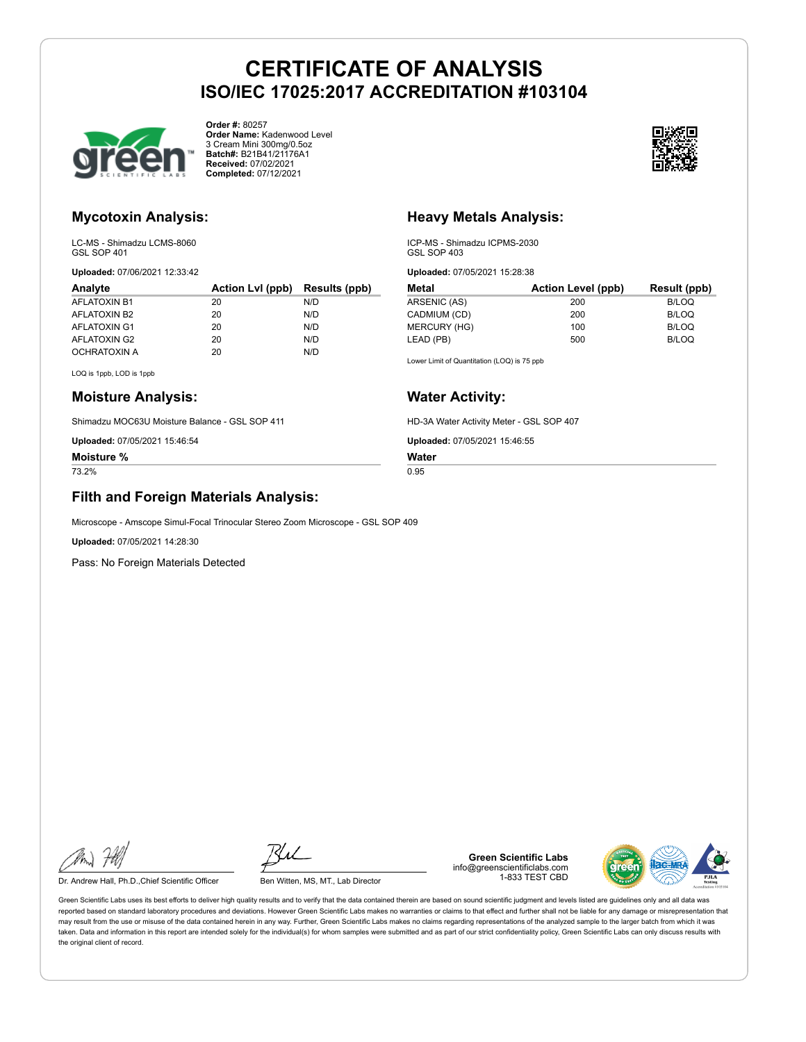# CERTIFICATE OF ANALYSIS
## ISO/IEC 17025:2017 ACCREDITATION #103104

**Order #:** 80257
**Order Name:** Kadenwood Level 3 Cream Mini 300mg/0.5oz
**Batch#:** B21B41/21176A1
**Received:** 07/02/2021
**Completed:** 07/12/2021

## Mycotoxin Analysis:

LC-MS - Shimadzu LCMS-8060
GSL SOP 401

**Uploaded:** 07/06/2021 12:33:42

| Analyte | Action Lvl (ppb) | Results (ppb) |
|---|---|---|
| AFLATOXIN B1 | 20 | N/D |
| AFLATOXIN B2 | 20 | N/D |
| AFLATOXIN G1 | 20 | N/D |
| AFLATOXIN G2 | 20 | N/D |
| OCHRATOXIN A | 20 | N/D |

LOQ is 1ppb, LOD is 1ppb

## Heavy Metals Analysis:

ICP-MS - Shimadzu ICPMS-2030
GSL SOP 403

**Uploaded:** 07/05/2021 15:28:38

| Metal | Action Level (ppb) | Result (ppb) |
|---|---|---|
| ARSENIC (AS) | 200 | B/LOQ |
| CADMIUM (CD) | 200 | B/LOQ |
| MERCURY (HG) | 100 | B/LOQ |
| LEAD (PB) | 500 | B/LOQ |

Lower Limit of Quantitation (LOQ) is 75 ppb

## Moisture Analysis:

Shimadzu MOC63U Moisture Balance - GSL SOP 411

**Uploaded:** 07/05/2021 15:46:54

| Moisture % |
|---|
| 73.2% |

## Water Activity:

HD-3A Water Activity Meter - GSL SOP 407

**Uploaded:** 07/05/2021 15:46:55

| Water |
|---|
| 0.95 |

## Filth and Foreign Materials Analysis:

Microscope - Amscope Simul-Focal Trinocular Stereo Zoom Microscope - GSL SOP 409

**Uploaded:** 07/05/2021 14:28:30

Pass: No Foreign Materials Detected

Dr. Andrew Hall, Ph.D.,Chief Scientific Officer

Ben Witten, MS, MT., Lab Director

**Green Scientific Labs**
info@greenscientificlabs.com
1-833 TEST CBD

Green Scientific Labs uses its best efforts to deliver high quality results and to verify that the data contained therein are based on sound scientific judgment and levels listed are guidelines only and all data was reported based on standard laboratory procedures and deviations. However Green Scientific Labs makes no warranties or claims to that effect and further shall not be liable for any damage or misrepresentation that may result from the use or misuse of the data contained herein in any way. Further, Green Scientific Labs makes no claims regarding representations of the analyzed sample to the larger batch from which it was taken. Data and information in this report are intended solely for the individual(s) for whom samples were submitted and as part of our strict confidentiality policy, Green Scientific Labs can only discuss results with the original client of record.